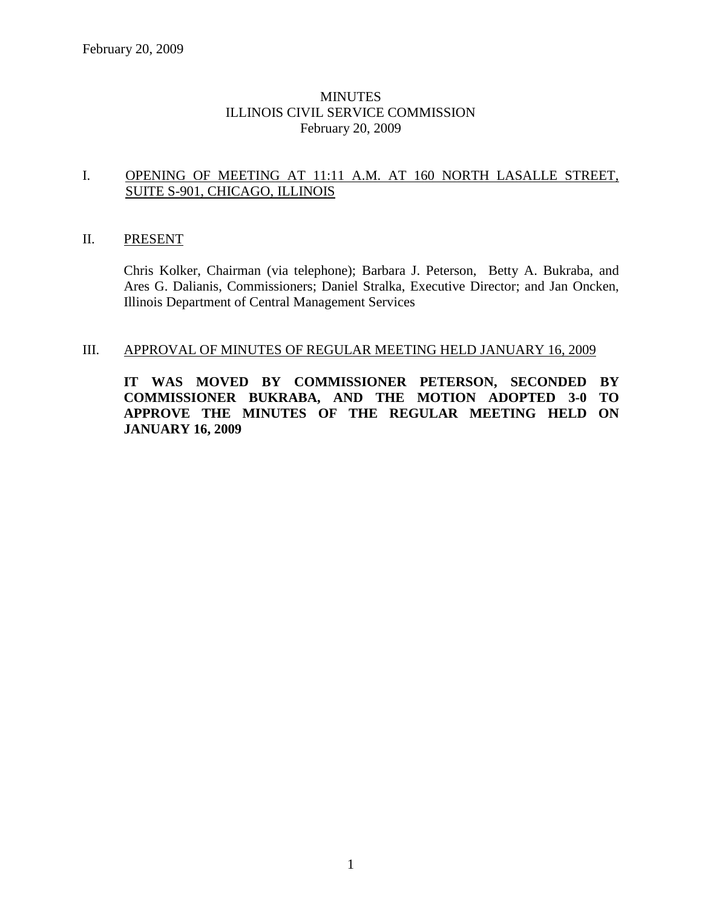MINUTES
ILLINOIS CIVIL SERVICE COMMISSION
February 20, 2009

## I. OPENING OF MEETING AT 11:11 A.M. AT 160 NORTH LASALLE STREET, SUITE S-901, CHICAGO, ILLINOIS

## II. PRESENT

Chris Kolker, Chairman (via telephone); Barbara J. Peterson, Betty A. Bukraba, and Ares G. Dalianis, Commissioners; Daniel Stralka, Executive Director; and Jan Oncken, Illinois Department of Central Management Services

## III. APPROVAL OF MINUTES OF REGULAR MEETING HELD JANUARY 16, 2009

**IT WAS MOVED BY COMMISSIONER PETERSON, SECONDED BY COMMISSIONER BUKRABA, AND THE MOTION ADOPTED 3-0 TO APPROVE THE MINUTES OF THE REGULAR MEETING HELD ON JANUARY 16, 2009**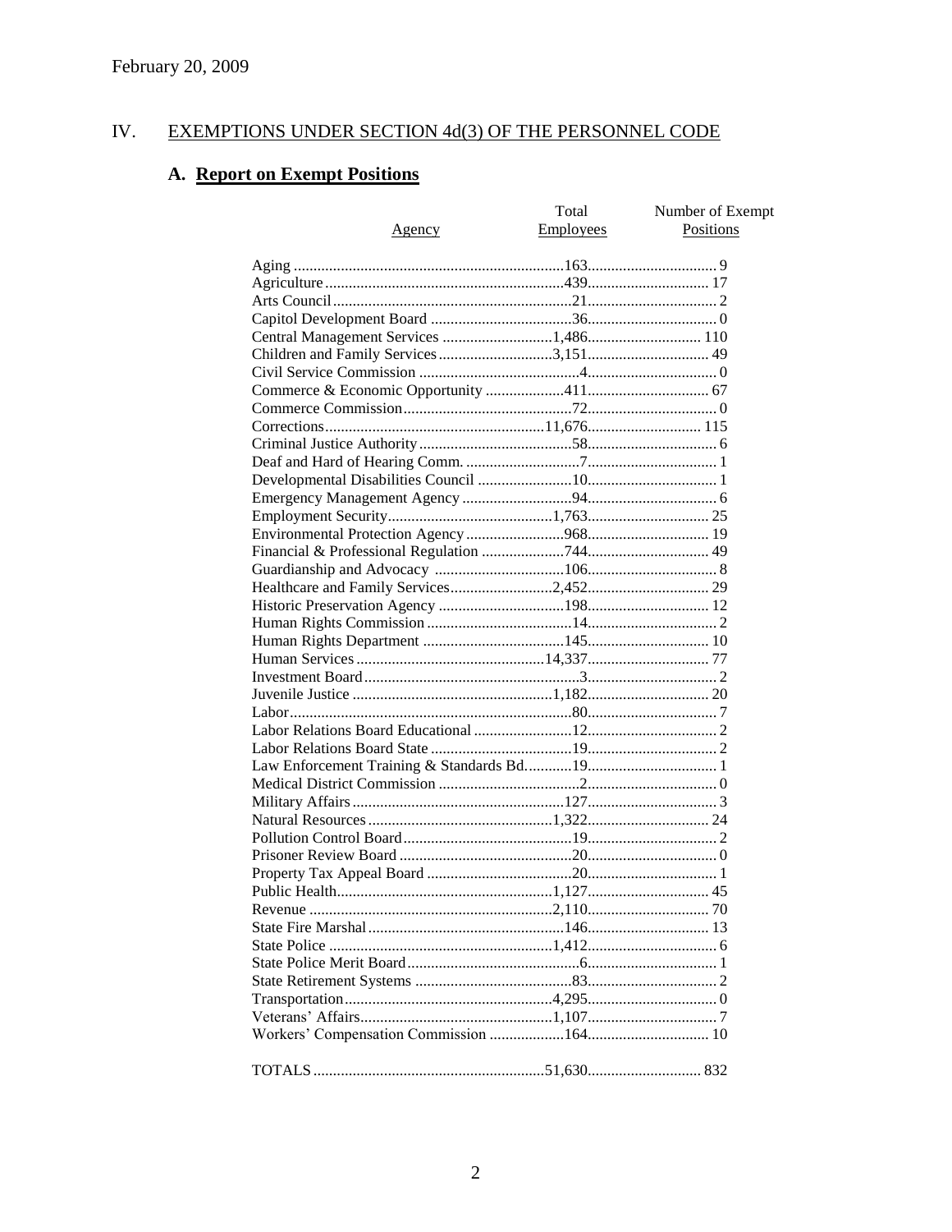February 20, 2009

## IV. EXEMPTIONS UNDER SECTION 4d(3) OF THE PERSONNEL CODE

### A. Report on Exempt Positions

| Agency | Total Employees | Number of Exempt Positions |
|---|---|---|
| Aging | 163 | 9 |
| Agriculture | 439 | 17 |
| Arts Council | 21 | 2 |
| Capitol Development Board | 36 | 0 |
| Central Management Services | 1,486 | 110 |
| Children and Family Services | 3,151 | 49 |
| Civil Service Commission | 4 | 0 |
| Commerce & Economic Opportunity | 411 | 67 |
| Commerce Commission | 72 | 0 |
| Corrections | 11,676 | 115 |
| Criminal Justice Authority | 58 | 6 |
| Deaf and Hard of Hearing Comm. | 7 | 1 |
| Developmental Disabilities Council | 10 | 1 |
| Emergency Management Agency | 94 | 6 |
| Employment Security | 1,763 | 25 |
| Environmental Protection Agency | 968 | 19 |
| Financial & Professional Regulation | 744 | 49 |
| Guardianship and Advocacy | 106 | 8 |
| Healthcare and Family Services | 2,452 | 29 |
| Historic Preservation Agency | 198 | 12 |
| Human Rights Commission | 14 | 2 |
| Human Rights Department | 145 | 10 |
| Human Services | 14,337 | 77 |
| Investment Board | 3 | 2 |
| Juvenile Justice | 1,182 | 20 |
| Labor | 80 | 7 |
| Labor Relations Board Educational | 12 | 2 |
| Labor Relations Board State | 19 | 2 |
| Law Enforcement Training & Standards Bd. | 19 | 1 |
| Medical District Commission | 2 | 0 |
| Military Affairs | 127 | 3 |
| Natural Resources | 1,322 | 24 |
| Pollution Control Board | 19 | 2 |
| Prisoner Review Board | 20 | 0 |
| Property Tax Appeal Board | 20 | 1 |
| Public Health | 1,127 | 45 |
| Revenue | 2,110 | 70 |
| State Fire Marshal | 146 | 13 |
| State Police | 1,412 | 6 |
| State Police Merit Board | 6 | 1 |
| State Retirement Systems | 83 | 2 |
| Transportation | 4,295 | 0 |
| Veterans' Affairs | 1,107 | 7 |
| Workers' Compensation Commission | 164 | 10 |
| TOTALS | 51,630 | 832 |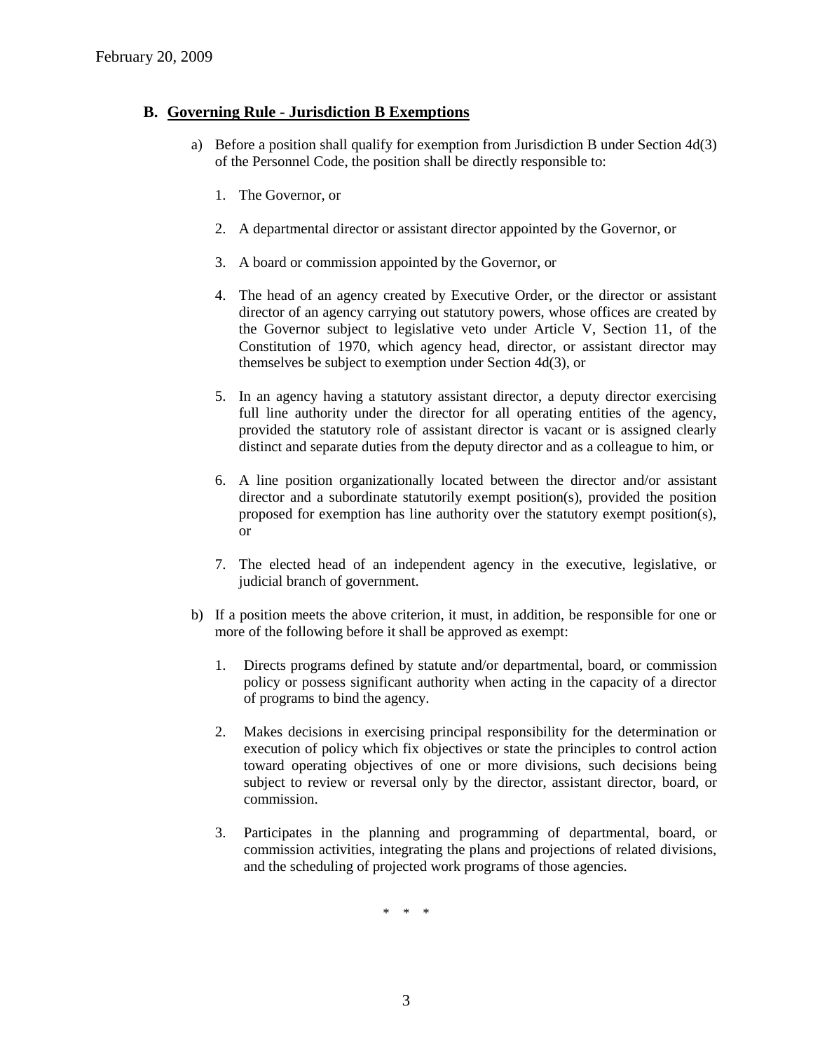February 20, 2009

## B. Governing Rule - Jurisdiction B Exemptions

a) Before a position shall qualify for exemption from Jurisdiction B under Section 4d(3) of the Personnel Code, the position shall be directly responsible to:

1. The Governor, or

2. A departmental director or assistant director appointed by the Governor, or

3. A board or commission appointed by the Governor, or

4. The head of an agency created by Executive Order, or the director or assistant director of an agency carrying out statutory powers, whose offices are created by the Governor subject to legislative veto under Article V, Section 11, of the Constitution of 1970, which agency head, director, or assistant director may themselves be subject to exemption under Section 4d(3), or

5. In an agency having a statutory assistant director, a deputy director exercising full line authority under the director for all operating entities of the agency, provided the statutory role of assistant director is vacant or is assigned clearly distinct and separate duties from the deputy director and as a colleague to him, or

6. A line position organizationally located between the director and/or assistant director and a subordinate statutorily exempt position(s), provided the position proposed for exemption has line authority over the statutory exempt position(s), or

7. The elected head of an independent agency in the executive, legislative, or judicial branch of government.

b) If a position meets the above criterion, it must, in addition, be responsible for one or more of the following before it shall be approved as exempt:

1. Directs programs defined by statute and/or departmental, board, or commission policy or possess significant authority when acting in the capacity of a director of programs to bind the agency.

2. Makes decisions in exercising principal responsibility for the determination or execution of policy which fix objectives or state the principles to control action toward operating objectives of one or more divisions, such decisions being subject to review or reversal only by the director, assistant director, board, or commission.

3. Participates in the planning and programming of departmental, board, or commission activities, integrating the plans and projections of related divisions, and the scheduling of projected work programs of those agencies.

\* \* \*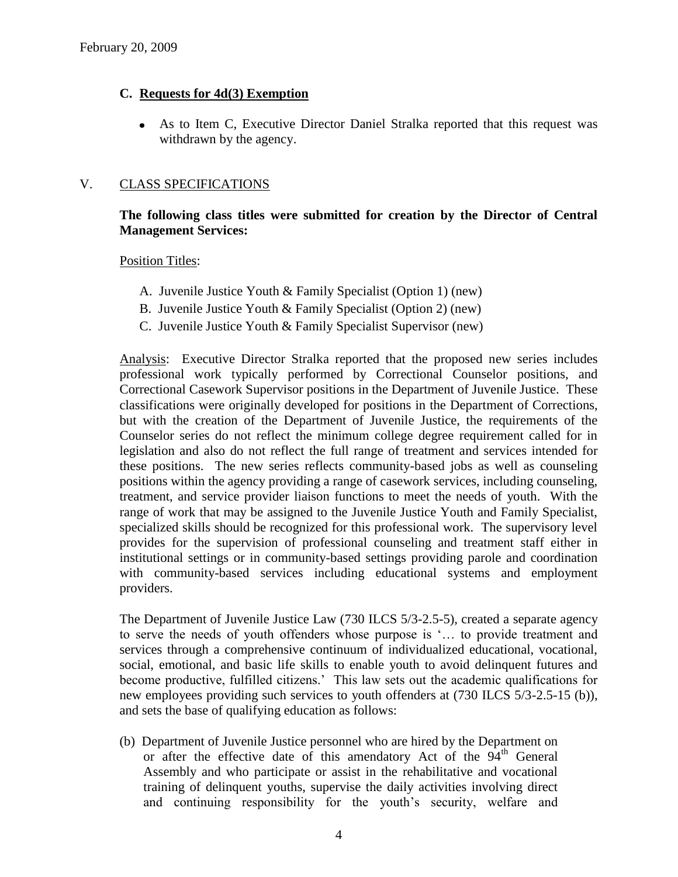### C. Requests for 4d(3) Exemption

- As to Item C, Executive Director Daniel Stralka reported that this request was withdrawn by the agency.

## V. CLASS SPECIFICATIONS

**The following class titles were submitted for creation by the Director of Central Management Services:**

Position Titles:

A. Juvenile Justice Youth & Family Specialist (Option 1) (new)
B. Juvenile Justice Youth & Family Specialist (Option 2) (new)
C. Juvenile Justice Youth & Family Specialist Supervisor (new)

Analysis: Executive Director Stralka reported that the proposed new series includes professional work typically performed by Correctional Counselor positions, and Correctional Casework Supervisor positions in the Department of Juvenile Justice. These classifications were originally developed for positions in the Department of Corrections, but with the creation of the Department of Juvenile Justice, the requirements of the Counselor series do not reflect the minimum college degree requirement called for in legislation and also do not reflect the full range of treatment and services intended for these positions. The new series reflects community-based jobs as well as counseling positions within the agency providing a range of casework services, including counseling, treatment, and service provider liaison functions to meet the needs of youth. With the range of work that may be assigned to the Juvenile Justice Youth and Family Specialist, specialized skills should be recognized for this professional work. The supervisory level provides for the supervision of professional counseling and treatment staff either in institutional settings or in community-based settings providing parole and coordination with community-based services including educational systems and employment providers.

The Department of Juvenile Justice Law (730 ILCS 5/3-2.5-5), created a separate agency to serve the needs of youth offenders whose purpose is '… to provide treatment and services through a comprehensive continuum of individualized educational, vocational, social, emotional, and basic life skills to enable youth to avoid delinquent futures and become productive, fulfilled citizens.' This law sets out the academic qualifications for new employees providing such services to youth offenders at (730 ILCS 5/3-2.5-15 (b)), and sets the base of qualifying education as follows:

(b) Department of Juvenile Justice personnel who are hired by the Department on or after the effective date of this amendatory Act of the 94th General Assembly and who participate or assist in the rehabilitative and vocational training of delinquent youths, supervise the daily activities involving direct and continuing responsibility for the youth's security, welfare and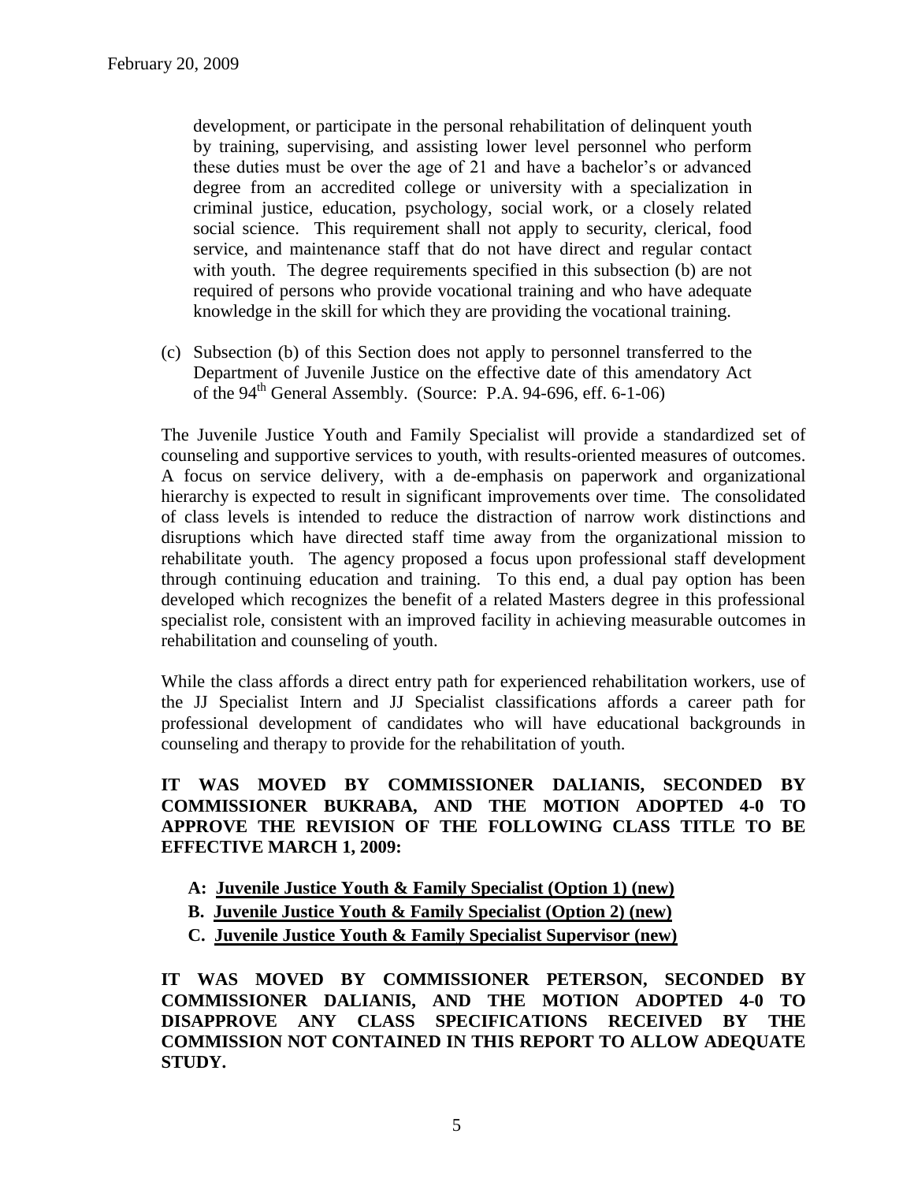development, or participate in the personal rehabilitation of delinquent youth by training, supervising, and assisting lower level personnel who perform these duties must be over the age of 21 and have a bachelor's or advanced degree from an accredited college or university with a specialization in criminal justice, education, psychology, social work, or a closely related social science. This requirement shall not apply to security, clerical, food service, and maintenance staff that do not have direct and regular contact with youth. The degree requirements specified in this subsection (b) are not required of persons who provide vocational training and who have adequate knowledge in the skill for which they are providing the vocational training.

(c) Subsection (b) of this Section does not apply to personnel transferred to the Department of Juvenile Justice on the effective date of this amendatory Act of the 94th General Assembly. (Source: P.A. 94-696, eff. 6-1-06)

The Juvenile Justice Youth and Family Specialist will provide a standardized set of counseling and supportive services to youth, with results-oriented measures of outcomes. A focus on service delivery, with a de-emphasis on paperwork and organizational hierarchy is expected to result in significant improvements over time. The consolidated of class levels is intended to reduce the distraction of narrow work distinctions and disruptions which have directed staff time away from the organizational mission to rehabilitate youth. The agency proposed a focus upon professional staff development through continuing education and training. To this end, a dual pay option has been developed which recognizes the benefit of a related Masters degree in this professional specialist role, consistent with an improved facility in achieving measurable outcomes in rehabilitation and counseling of youth.

While the class affords a direct entry path for experienced rehabilitation workers, use of the JJ Specialist Intern and JJ Specialist classifications affords a career path for professional development of candidates who will have educational backgrounds in counseling and therapy to provide for the rehabilitation of youth.

**IT WAS MOVED BY COMMISSIONER DALIANIS, SECONDED BY COMMISSIONER BUKRABA, AND THE MOTION ADOPTED 4-0 TO APPROVE THE REVISION OF THE FOLLOWING CLASS TITLE TO BE EFFECTIVE MARCH 1, 2009:**

- **A: Juvenile Justice Youth & Family Specialist (Option 1) (new)**
- **B. Juvenile Justice Youth & Family Specialist (Option 2) (new)**
- **C. Juvenile Justice Youth & Family Specialist Supervisor (new)**

**IT WAS MOVED BY COMMISSIONER PETERSON, SECONDED BY COMMISSIONER DALIANIS, AND THE MOTION ADOPTED 4-0 TO DISAPPROVE ANY CLASS SPECIFICATIONS RECEIVED BY THE COMMISSION NOT CONTAINED IN THIS REPORT TO ALLOW ADEQUATE STUDY.**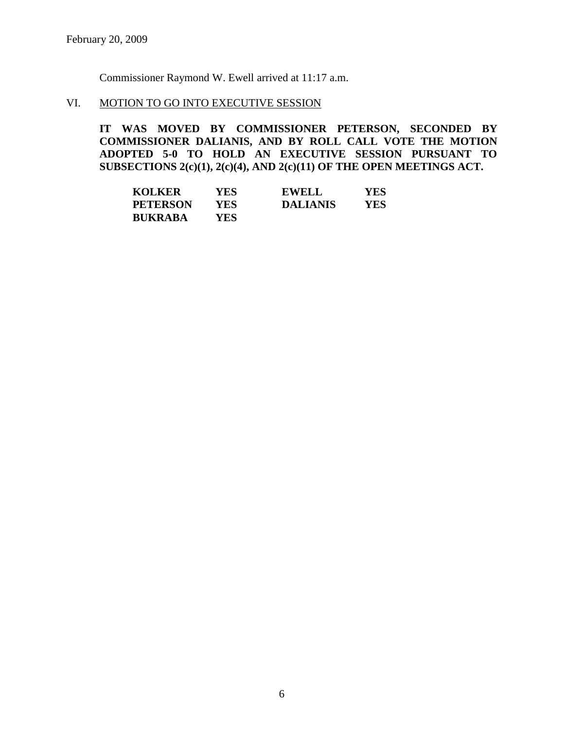Commissioner Raymond W. Ewell arrived at 11:17 a.m.

## VI. MOTION TO GO INTO EXECUTIVE SESSION

**IT WAS MOVED BY COMMISSIONER PETERSON, SECONDED BY COMMISSIONER DALIANIS, AND BY ROLL CALL VOTE THE MOTION ADOPTED 5-0 TO HOLD AN EXECUTIVE SESSION PURSUANT TO SUBSECTIONS 2(c)(1), 2(c)(4), AND 2(c)(11) OF THE OPEN MEETINGS ACT.**

| | | | |
|---|---|---|---|
| **KOLKER** | **YES** | **EWELL** | **YES** |
| **PETERSON** | **YES** | **DALIANIS** | **YES** |
| **BUKRABA** | **YES** | | |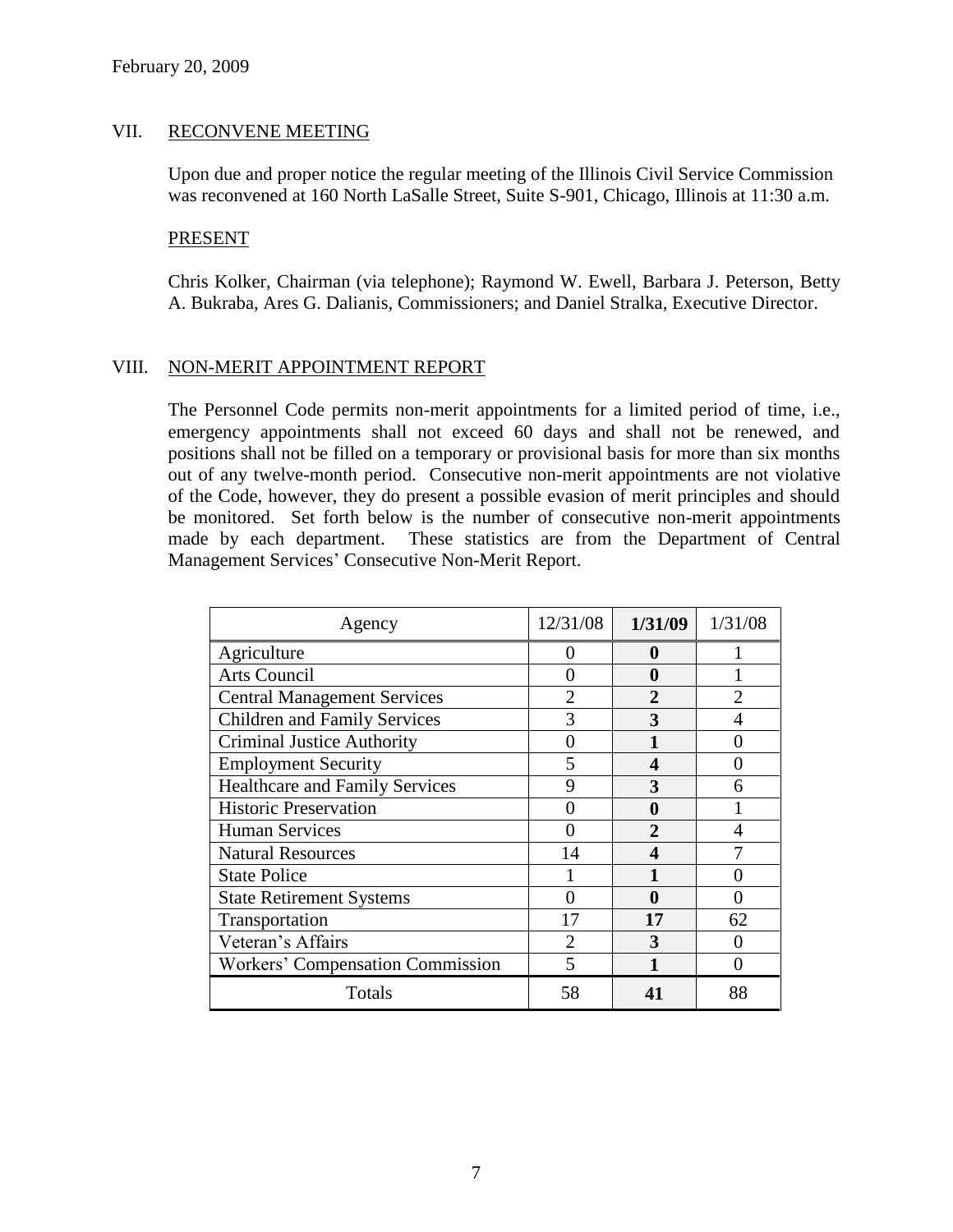February 20, 2009

## VII. RECONVENE MEETING

Upon due and proper notice the regular meeting of the Illinois Civil Service Commission was reconvened at 160 North LaSalle Street, Suite S-901, Chicago, Illinois at 11:30 a.m.

### PRESENT

Chris Kolker, Chairman (via telephone); Raymond W. Ewell, Barbara J. Peterson, Betty A. Bukraba, Ares G. Dalianis, Commissioners; and Daniel Stralka, Executive Director.

## VIII. NON-MERIT APPOINTMENT REPORT

The Personnel Code permits non-merit appointments for a limited period of time, i.e., emergency appointments shall not exceed 60 days and shall not be renewed, and positions shall not be filled on a temporary or provisional basis for more than six months out of any twelve-month period. Consecutive non-merit appointments are not violative of the Code, however, they do present a possible evasion of merit principles and should be monitored. Set forth below is the number of consecutive non-merit appointments made by each department. These statistics are from the Department of Central Management Services' Consecutive Non-Merit Report.

| Agency | 12/31/08 | **1/31/09** | 1/31/08 |
|---|---|---|---|
| Agriculture | 0 | **0** | 1 |
| Arts Council | 0 | **0** | 1 |
| Central Management Services | 2 | **2** | 2 |
| Children and Family Services | 3 | **3** | 4 |
| Criminal Justice Authority | 0 | **1** | 0 |
| Employment Security | 5 | **4** | 0 |
| Healthcare and Family Services | 9 | **3** | 6 |
| Historic Preservation | 0 | **0** | 1 |
| Human Services | 0 | **2** | 4 |
| Natural Resources | 14 | **4** | 7 |
| State Police | 1 | **1** | 0 |
| State Retirement Systems | 0 | **0** | 0 |
| Transportation | 17 | **17** | 62 |
| Veteran's Affairs | 2 | **3** | 0 |
| Workers' Compensation Commission | 5 | **1** | 0 |
| Totals | 58 | **41** | 88 |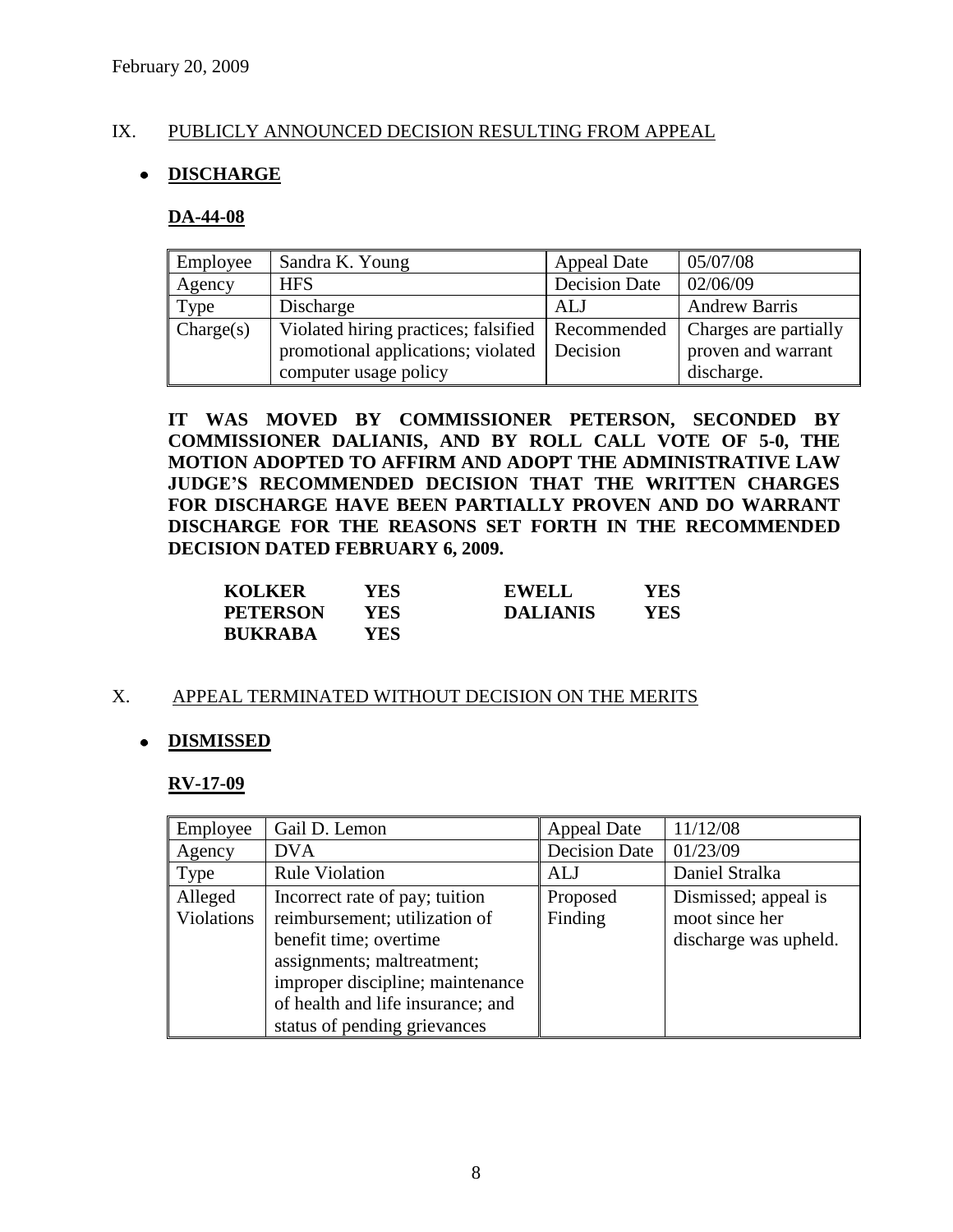February 20, 2009

## IX. PUBLICLY ANNOUNCED DECISION RESULTING FROM APPEAL

- **DISCHARGE**

### DA-44-08

| Employee | Sandra K. Young | Appeal Date | 05/07/08 |
|---|---|---|---|
| Agency | HFS | Decision Date | 02/06/09 |
| Type | Discharge | ALJ | Andrew Barris |
| Charge(s) | Violated hiring practices; falsified promotional applications; violated computer usage policy | Recommended Decision | Charges are partially proven and warrant discharge. |

**IT WAS MOVED BY COMMISSIONER PETERSON, SECONDED BY COMMISSIONER DALIANIS, AND BY ROLL CALL VOTE OF 5-0, THE MOTION ADOPTED TO AFFIRM AND ADOPT THE ADMINISTRATIVE LAW JUDGE'S RECOMMENDED DECISION THAT THE WRITTEN CHARGES FOR DISCHARGE HAVE BEEN PARTIALLY PROVEN AND DO WARRANT DISCHARGE FOR THE REASONS SET FORTH IN THE RECOMMENDED DECISION DATED FEBRUARY 6, 2009.**

| | | | |
|---|---|---|---|
| **KOLKER** | **YES** | **EWELL** | **YES** |
| **PETERSON** | **YES** | **DALIANIS** | **YES** |
| **BUKRABA** | **YES** | | |

## X. APPEAL TERMINATED WITHOUT DECISION ON THE MERITS

- **DISMISSED**

### RV-17-09

| Employee | Gail D. Lemon | Appeal Date | 11/12/08 |
|---|---|---|---|
| Agency | DVA | Decision Date | 01/23/09 |
| Type | Rule Violation | ALJ | Daniel Stralka |
| Alleged Violations | Incorrect rate of pay; tuition reimbursement; utilization of benefit time; overtime assignments; maltreatment; improper discipline; maintenance of health and life insurance; and status of pending grievances | Proposed Finding | Dismissed; appeal is moot since her discharge was upheld. |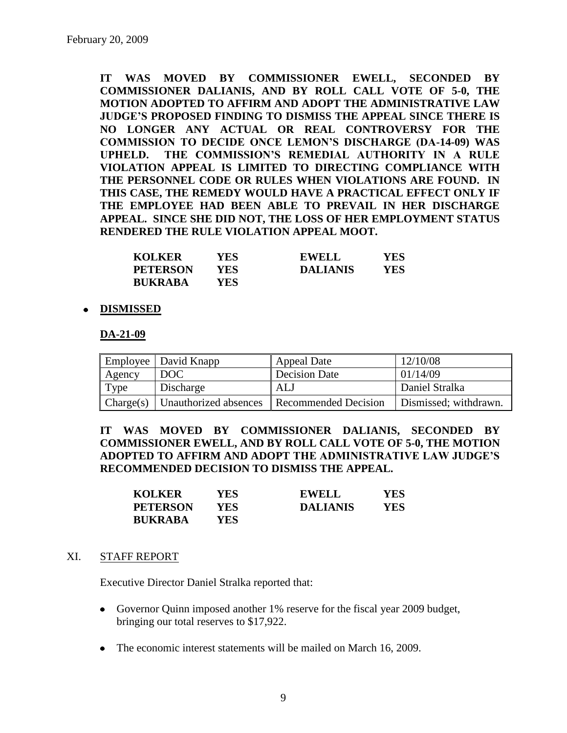February 20, 2009

**IT WAS MOVED BY COMMISSIONER EWELL, SECONDED BY COMMISSIONER DALIANIS, AND BY ROLL CALL VOTE OF 5-0, THE MOTION ADOPTED TO AFFIRM AND ADOPT THE ADMINISTRATIVE LAW JUDGE'S PROPOSED FINDING TO DISMISS THE APPEAL SINCE THERE IS NO LONGER ANY ACTUAL OR REAL CONTROVERSY FOR THE COMMISSION TO DECIDE ONCE LEMON'S DISCHARGE (DA-14-09) WAS UPHELD. THE COMMISSION'S REMEDIAL AUTHORITY IN A RULE VIOLATION APPEAL IS LIMITED TO DIRECTING COMPLIANCE WITH THE PERSONNEL CODE OR RULES WHEN VIOLATIONS ARE FOUND. IN THIS CASE, THE REMEDY WOULD HAVE A PRACTICAL EFFECT ONLY IF THE EMPLOYEE HAD BEEN ABLE TO PREVAIL IN HER DISCHARGE APPEAL. SINCE SHE DID NOT, THE LOSS OF HER EMPLOYMENT STATUS RENDERED THE RULE VIOLATION APPEAL MOOT.**

| | | | |
|---|---|---|---|
| **KOLKER** | **YES** | **EWELL** | **YES** |
| **PETERSON** | **YES** | **DALIANIS** | **YES** |
| **BUKRABA** | **YES** | | |

- **DISMISSED**

**DA-21-09**

| Employee | David Knapp | Appeal Date | 12/10/08 |
|---|---|---|---|
| Agency | DOC | Decision Date | 01/14/09 |
| Type | Discharge | ALJ | Daniel Stralka |
| Charge(s) | Unauthorized absences | Recommended Decision | Dismissed; withdrawn. |

**IT WAS MOVED BY COMMISSIONER DALIANIS, SECONDED BY COMMISSIONER EWELL, AND BY ROLL CALL VOTE OF 5-0, THE MOTION ADOPTED TO AFFIRM AND ADOPT THE ADMINISTRATIVE LAW JUDGE'S RECOMMENDED DECISION TO DISMISS THE APPEAL.**

| | | | |
|---|---|---|---|
| **KOLKER** | **YES** | **EWELL** | **YES** |
| **PETERSON** | **YES** | **DALIANIS** | **YES** |
| **BUKRABA** | **YES** | | |

## XI. STAFF REPORT

Executive Director Daniel Stralka reported that:

- Governor Quinn imposed another 1% reserve for the fiscal year 2009 budget, bringing our total reserves to $17,922.
- The economic interest statements will be mailed on March 16, 2009.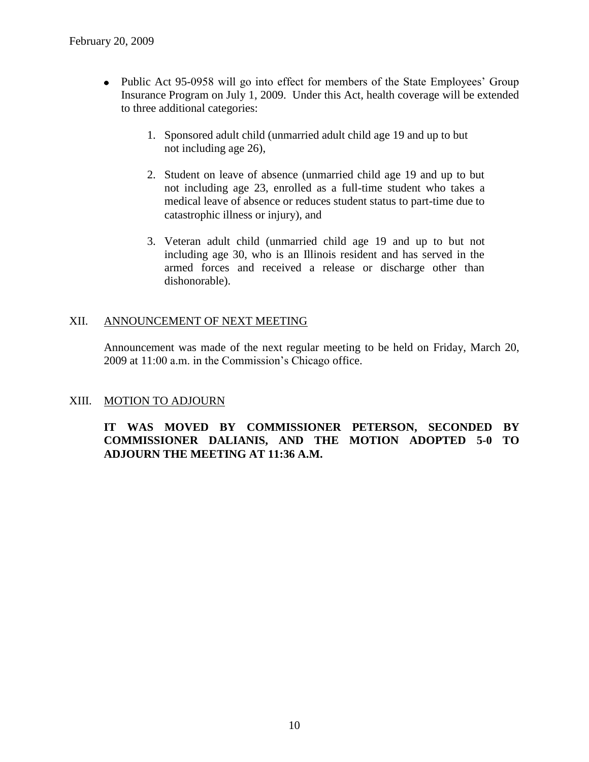- Public Act 95-0958 will go into effect for members of the State Employees' Group Insurance Program on July 1, 2009. Under this Act, health coverage will be extended to three additional categories:

    1. Sponsored adult child (unmarried adult child age 19 and up to but not including age 26),

    2. Student on leave of absence (unmarried child age 19 and up to but not including age 23, enrolled as a full-time student who takes a medical leave of absence or reduces student status to part-time due to catastrophic illness or injury), and

    3. Veteran adult child (unmarried child age 19 and up to but not including age 30, who is an Illinois resident and has served in the armed forces and received a release or discharge other than dishonorable).

## XII. ANNOUNCEMENT OF NEXT MEETING

Announcement was made of the next regular meeting to be held on Friday, March 20, 2009 at 11:00 a.m. in the Commission's Chicago office.

## XIII. MOTION TO ADJOURN

**IT WAS MOVED BY COMMISSIONER PETERSON, SECONDED BY COMMISSIONER DALIANIS, AND THE MOTION ADOPTED 5-0 TO ADJOURN THE MEETING AT 11:36 A.M.**